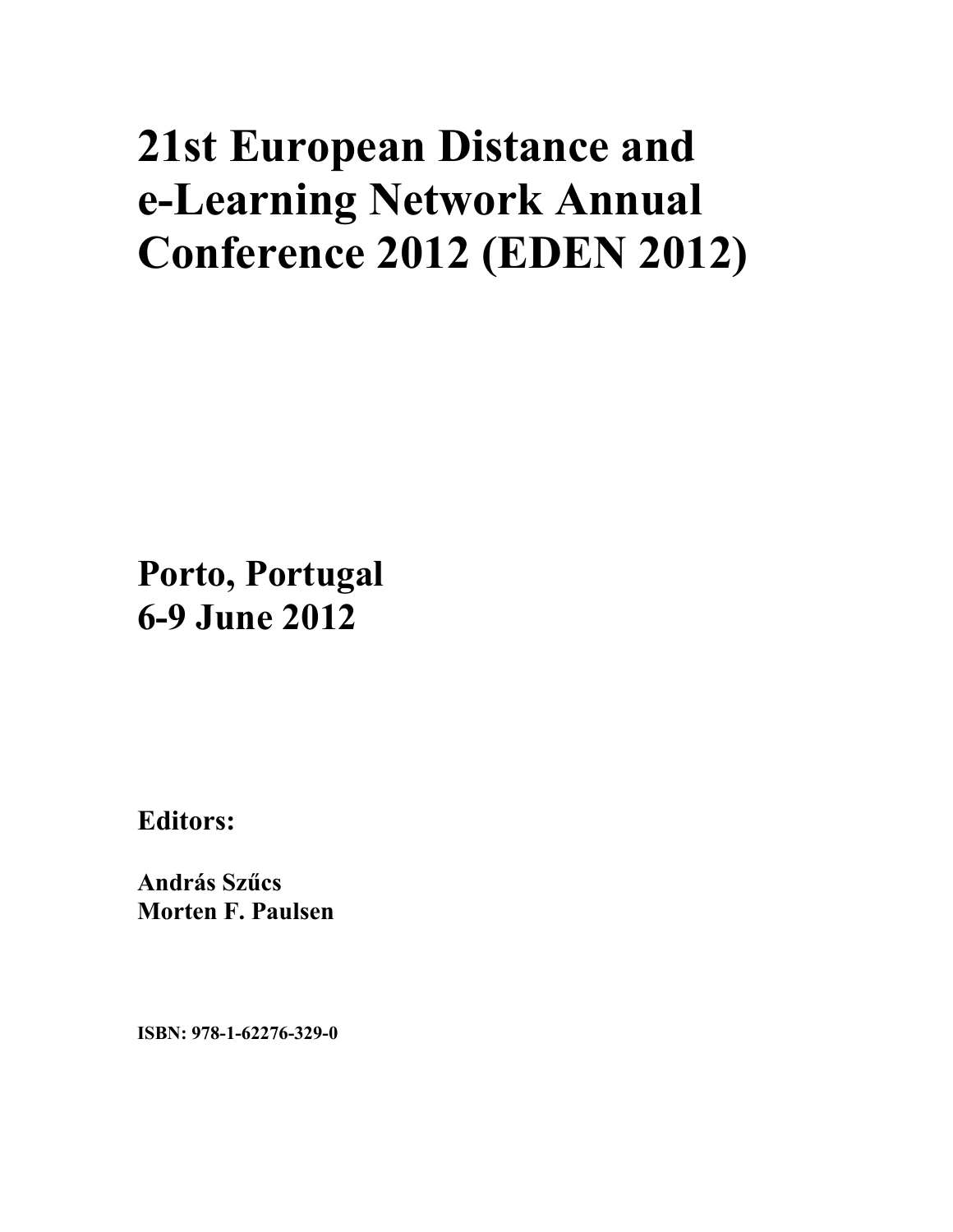# 21st European Distance and e-Learning Network Annual Conference 2012 (EDEN 2012)

**Porto, Portugal**
**6-9 June 2012**

**Editors:**

**András Szűcs**
**Morten F. Paulsen**

**ISBN: 978-1-62276-329-0**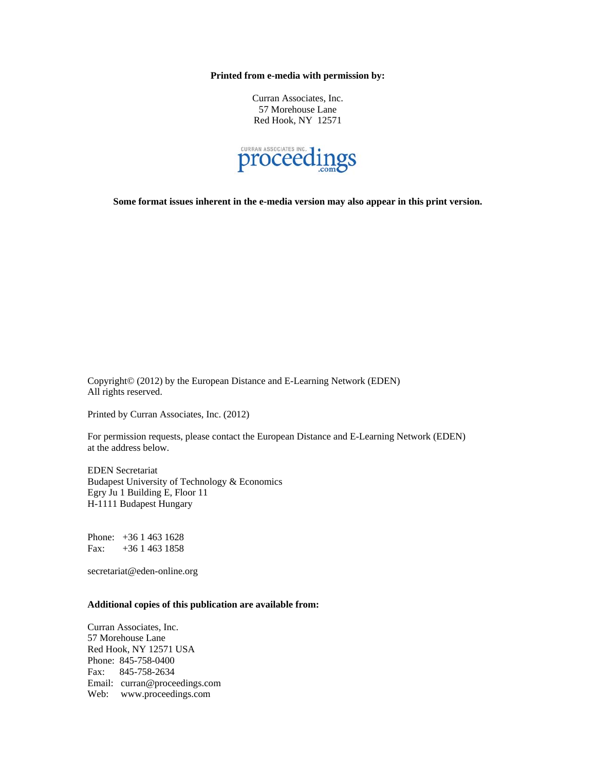**Printed from e-media with permission by:**

Curran Associates, Inc.
57 Morehouse Lane
Red Hook, NY 12571

CURRAN ASSOCIATES INC. proceedings .com

**Some format issues inherent in the e-media version may also appear in this print version.**

Copyright© (2012) by the European Distance and E-Learning Network (EDEN)
All rights reserved.

Printed by Curran Associates, Inc. (2012)

For permission requests, please contact the European Distance and E-Learning Network (EDEN) at the address below.

EDEN Secretariat
Budapest University of Technology & Economics
Egry Ju 1 Building E, Floor 11
H-1111 Budapest Hungary

Phone: +36 1 463 1628
Fax: +36 1 463 1858

secretariat@eden-online.org

**Additional copies of this publication are available from:**

Curran Associates, Inc.
57 Morehouse Lane
Red Hook, NY 12571 USA
Phone: 845-758-0400
Fax: 845-758-2634
Email: curran@proceedings.com
Web: www.proceedings.com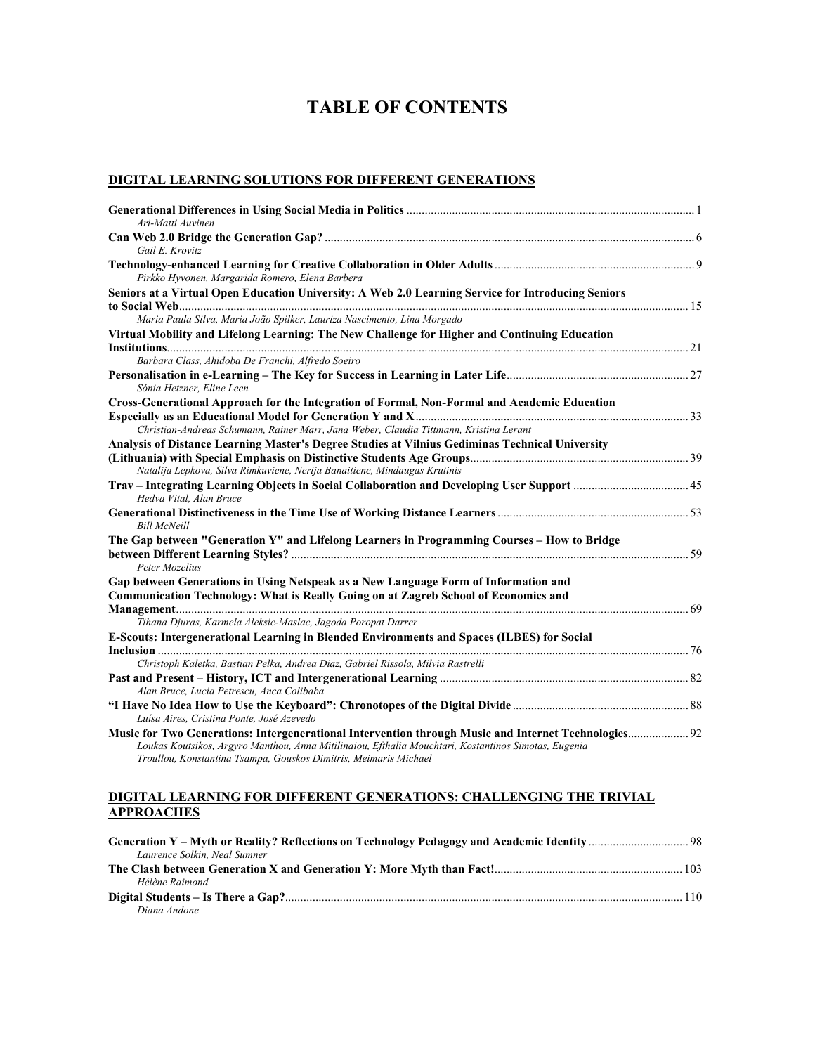# TABLE OF CONTENTS

## DIGITAL LEARNING SOLUTIONS FOR DIFFERENT GENERATIONS

**Generational Differences in Using Social Media in Politics** .............................................. 1
*Ari-Matti Auvinen*

**Can Web 2.0 Bridge the Generation Gap?** .............................................. 6
*Gail E. Krovitz*

**Technology-enhanced Learning for Creative Collaboration in Older Adults** .............................................. 9
*Pirkko Hyvonen, Margarida Romero, Elena Barbera*

**Seniors at a Virtual Open Education University: A Web 2.0 Learning Service for Introducing Seniors to Social Web** .............................................. 15
*Maria Paula Silva, Maria João Spilker, Lauriza Nascimento, Lina Morgado*

**Virtual Mobility and Lifelong Learning: The New Challenge for Higher and Continuing Education Institutions** .............................................. 21
*Barbara Class, Ahidoba De Franchi, Alfredo Soeiro*

**Personalisation in e-Learning – The Key for Success in Learning in Later Life** .............................................. 27
*Sónia Hetzner, Eline Leen*

**Cross-Generational Approach for the Integration of Formal, Non-Formal and Academic Education Especially as an Educational Model for Generation Y and X** .............................................. 33
*Christian-Andreas Schumann, Rainer Marr, Jana Weber, Claudia Tittmann, Kristina Lerant*

**Analysis of Distance Learning Master's Degree Studies at Vilnius Gediminas Technical University (Lithuania) with Special Emphasis on Distinctive Students Age Groups** .............................................. 39
*Natalija Lepkova, Silva Rimkuviene, Nerija Banaitiene, Mindaugas Krutinis*

**Trav – Integrating Learning Objects in Social Collaboration and Developing User Support** .............................................. 45
*Hedva Vital, Alan Bruce*

**Generational Distinctiveness in the Time Use of Working Distance Learners** .............................................. 53
*Bill McNeill*

**The Gap between "Generation Y" and Lifelong Learners in Programming Courses – How to Bridge between Different Learning Styles?** .............................................. 59
*Peter Mozelius*

**Gap between Generations in Using Netspeak as a New Language Form of Information and Communication Technology: What is Really Going on at Zagreb School of Economics and Management** .............................................. 69
*Tihana Djuras, Karmela Aleksic-Maslac, Jagoda Poropat Darrer*

**E-Scouts: Intergenerational Learning in Blended Environments and Spaces (ILBES) for Social Inclusion** .............................................. 76
*Christoph Kaletka, Bastian Pelka, Andrea Diaz, Gabriel Rissola, Milvia Rastrelli*

**Past and Present – History, ICT and Intergenerational Learning** .............................................. 82
*Alan Bruce, Lucia Petrescu, Anca Colibaba*

**"I Have No Idea How to Use the Keyboard": Chronotopes of the Digital Divide** .............................................. 88
*Luísa Aires, Cristina Ponte, José Azevedo*

**Music for Two Generations: Intergenerational Intervention through Music and Internet Technologies** .............................................. 92
*Loukas Koutsikos, Argyro Manthou, Anna Mitilinaiou, Efthalia Mouchtari, Kostantinos Simotas, Eugenia Troullou, Konstantina Tsampa, Gouskos Dimitris, Meimaris Michael*

## DIGITAL LEARNING FOR DIFFERENT GENERATIONS: CHALLENGING THE TRIVIAL APPROACHES

**Generation Y – Myth or Reality? Reflections on Technology Pedagogy and Academic Identity** .............................................. 98
*Laurence Solkin, Neal Sumner*

**The Clash between Generation X and Generation Y: More Myth than Fact!** .............................................. 103
*Hélène Raimond*

**Digital Students – Is There a Gap?** .............................................. 110
*Diana Andone*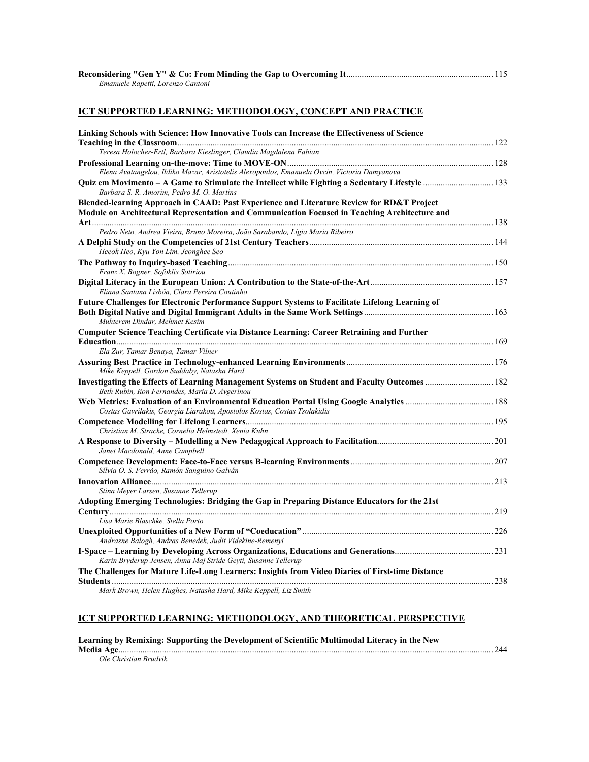**Reconsidering "Gen Y" & Co: From Minding the Gap to Overcoming It** ... 115
*Emanuele Rapetti, Lorenzo Cantoni*

## ICT SUPPORTED LEARNING: METHODOLOGY, CONCEPT AND PRACTICE

**Linking Schools with Science: How Innovative Tools can Increase the Effectiveness of Science Teaching in the Classroom** ... 122
*Teresa Holocher-Ertl, Barbara Kieslinger, Claudia Magdalena Fabian*

**Professional Learning on-the-move: Time to MOVE-ON** ... 128
*Elena Avatangelou, Ildiko Mazar, Aristotelis Alexopoulos, Emanuela Ovcin, Victoria Damyanova*

**Quiz em Movimento – A Game to Stimulate the Intellect while Fighting a Sedentary Lifestyle** ... 133
*Barbara S. R. Amorim, Pedro M. O. Martins*

**Blended-learning Approach in CAAD: Past Experience and Literature Review for RD&T Project Module on Architectural Representation and Communication Focused in Teaching Architecture and Art** ... 138
*Pedro Neto, Andrea Vieira, Bruno Moreira, João Sarabando, Lígia Maria Ribeiro*

**A Delphi Study on the Competencies of 21st Century Teachers** ... 144
*Heeok Heo, Kyu Yon Lim, Jeonghee Seo*

**The Pathway to Inquiry-based Teaching** ... 150
*Franz X. Bogner, Sofoklis Sotiriou*

**Digital Literacy in the European Union: A Contribution to the State-of-the-Art** ... 157
*Eliana Santana Lisbôa, Clara Pereira Coutinho*

**Future Challenges for Electronic Performance Support Systems to Facilitate Lifelong Learning of Both Digital Native and Digital Immigrant Adults in the Same Work Settings** ... 163
*Muhterem Dindar, Mehmet Kesim*

**Computer Science Teaching Certificate via Distance Learning: Career Retraining and Further Education** ... 169
*Ela Zur, Tamar Benaya, Tamar Vilner*

**Assuring Best Practice in Technology-enhanced Learning Environments** ... 176
*Mike Keppell, Gordon Suddaby, Natasha Hard*

**Investigating the Effects of Learning Management Systems on Student and Faculty Outcomes** ... 182
*Beth Rubin, Ron Fernandes, Maria D. Avgerinou*

**Web Metrics: Evaluation of an Environmental Education Portal Using Google Analytics** ... 188
*Costas Gavrilakis, Georgia Liarakou, Apostolos Kostas, Costas Tsolakidis*

**Competence Modelling for Lifelong Learners** ... 195
*Christian M. Stracke, Cornelia Helmstedt, Xenia Kuhn*

**A Response to Diversity – Modelling a New Pedagogical Approach to Facilitation** ... 201
*Janet Macdonald, Anne Campbell*

**Competence Development: Face-to-Face versus B-learning Environments** ... 207
*Sílvia O. S. Ferrão, Ramón Sanguino Galván*

**Innovation Alliance** ... 213
*Stina Meyer Larsen, Susanne Tellerup*

**Adopting Emerging Technologies: Bridging the Gap in Preparing Distance Educators for the 21st Century** ... 219
*Lisa Marie Blaschke, Stella Porto*

**Unexploited Opportunities of a New Form of "Coeducation"** ... 226
*Andrasne Balogh, Andras Benedek, Judit Videkine-Remenyi*

**I-Space – Learning by Developing Across Organizations, Educations and Generations** ... 231
*Karin Bryderup Jensen, Anna Maj Stride Geyti, Susanne Tellerup*

**The Challenges for Mature Life-Long Learners: Insights from Video Diaries of First-time Distance Students** ... 238
*Mark Brown, Helen Hughes, Natasha Hard, Mike Keppell, Liz Smith*

## ICT SUPPORTED LEARNING: METHODOLOGY, AND THEORETICAL PERSPECTIVE

**Learning by Remixing: Supporting the Development of Scientific Multimodal Literacy in the New Media Age** ... 244
*Ole Christian Brudvik*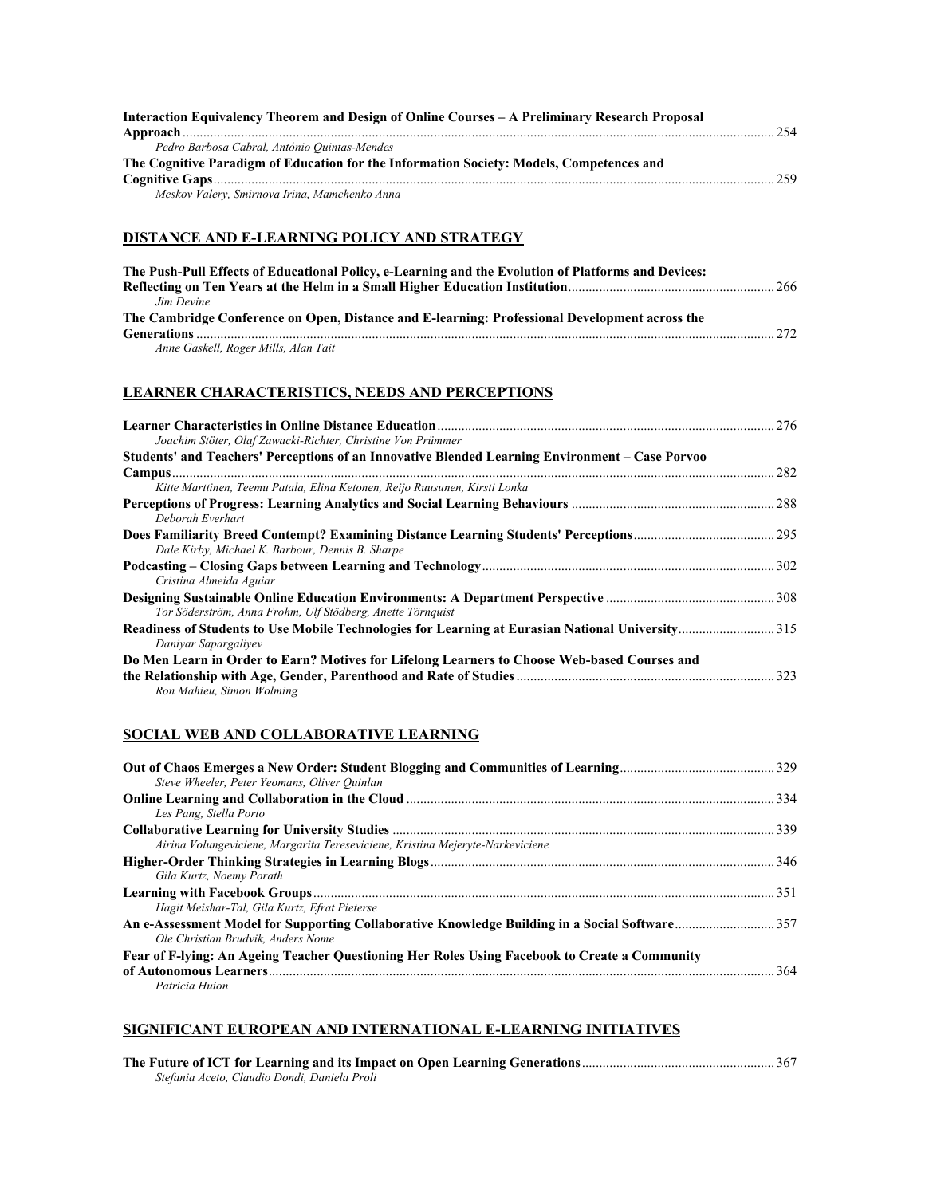**Interaction Equivalency Theorem and Design of Online Courses – A Preliminary Research Proposal Approach** ........ 254

*Pedro Barbosa Cabral, António Quintas-Mendes*

**The Cognitive Paradigm of Education for the Information Society: Models, Competences and Cognitive Gaps** ........ 259

*Meskov Valery, Smirnova Irina, Mamchenko Anna*

## DISTANCE AND E-LEARNING POLICY AND STRATEGY

**The Push-Pull Effects of Educational Policy, e-Learning and the Evolution of Platforms and Devices: Reflecting on Ten Years at the Helm in a Small Higher Education Institution** ........ 266

*Jim Devine*

**The Cambridge Conference on Open, Distance and E-learning: Professional Development across the Generations** ........ 272

*Anne Gaskell, Roger Mills, Alan Tait*

## LEARNER CHARACTERISTICS, NEEDS AND PERCEPTIONS

**Learner Characteristics in Online Distance Education** ........ 276

*Joachim Stöter, Olaf Zawacki-Richter, Christine Von Prümmer*

**Students' and Teachers' Perceptions of an Innovative Blended Learning Environment – Case Porvoo Campus** ........ 282

*Kitte Marttinen, Teemu Patala, Elina Ketonen, Reijo Ruusunen, Kirsti Lonka*

**Perceptions of Progress: Learning Analytics and Social Learning Behaviours** ........ 288

*Deborah Everhart*

**Does Familiarity Breed Contempt? Examining Distance Learning Students' Perceptions** ........ 295

*Dale Kirby, Michael K. Barbour, Dennis B. Sharpe*

**Podcasting – Closing Gaps between Learning and Technology** ........ 302

*Cristina Almeida Aguiar*

**Designing Sustainable Online Education Environments: A Department Perspective** ........ 308

*Tor Söderström, Anna Frohm, Ulf Stödberg, Anette Törnquist*

**Readiness of Students to Use Mobile Technologies for Learning at Eurasian National University** ........ 315

*Daniyar Sapargaliyev*

**Do Men Learn in Order to Earn? Motives for Lifelong Learners to Choose Web-based Courses and the Relationship with Age, Gender, Parenthood and Rate of Studies** ........ 323

*Ron Mahieu, Simon Wolming*

## SOCIAL WEB AND COLLABORATIVE LEARNING

**Out of Chaos Emerges a New Order: Student Blogging and Communities of Learning** ........ 329

*Steve Wheeler, Peter Yeomans, Oliver Quinlan*

**Online Learning and Collaboration in the Cloud** ........ 334

*Les Pang, Stella Porto*

**Collaborative Learning for University Studies** ........ 339

*Airina Volungeviciene, Margarita Tereseviciene, Kristina Mejeryte-Narkeviciene*

**Higher-Order Thinking Strategies in Learning Blogs** ........ 346

*Gila Kurtz, Noemy Porath*

**Learning with Facebook Groups** ........ 351

*Hagit Meishar-Tal, Gila Kurtz, Efrat Pieterse*

**An e-Assessment Model for Supporting Collaborative Knowledge Building in a Social Software** ........ 357

*Ole Christian Brudvik, Anders Nome*

**Fear of F-lying: An Ageing Teacher Questioning Her Roles Using Facebook to Create a Community of Autonomous Learners** ........ 364

*Patricia Huion*

## SIGNIFICANT EUROPEAN AND INTERNATIONAL E-LEARNING INITIATIVES

**The Future of ICT for Learning and its Impact on Open Learning Generations** ........ 367

*Stefania Aceto, Claudio Dondi, Daniela Proli*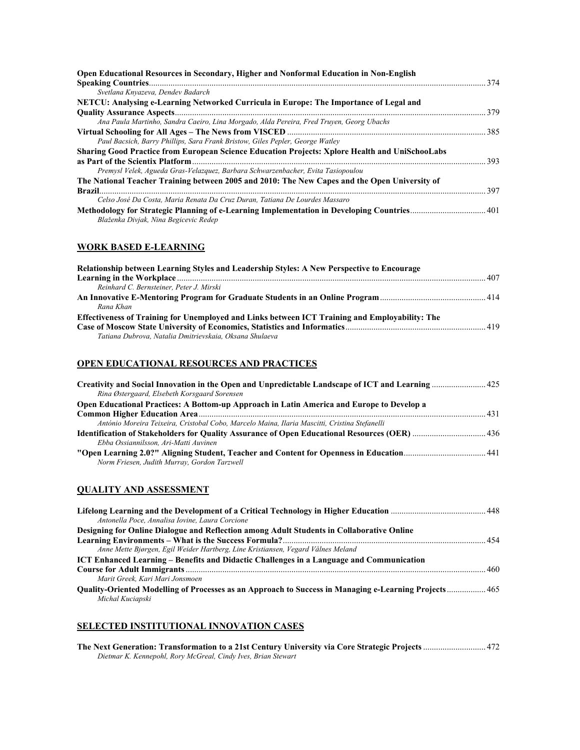**Open Educational Resources in Secondary, Higher and Nonformal Education in Non-English Speaking Countries** ........ 374
*Svetlana Knyazeva, Dendev Badarch*

**NETCU: Analysing e-Learning Networked Curricula in Europe: The Importance of Legal and Quality Assurance Aspects** ........ 379
*Ana Paula Martinho, Sandra Caeiro, Lina Morgado, Alda Pereira, Fred Truyen, Georg Ubachs*

**Virtual Schooling for All Ages – The News from VISCED** ........ 385
*Paul Bacsich, Barry Phillips, Sara Frank Bristow, Giles Pepler, George Watley*

**Sharing Good Practice from European Science Education Projects: Xplore Health and UniSchooLabs as Part of the Scientix Platform** ........ 393
*Premysl Velek, Agueda Gras-Velazquez, Barbara Schwarzenbacher, Evita Tasiopoulou*

**The National Teacher Training between 2005 and 2010: The New Capes and the Open University of Brazil** ........ 397
*Celso José Da Costa, Maria Renata Da Cruz Duran, Tatiana De Lourdes Massaro*

**Methodology for Strategic Planning of e-Learning Implementation in Developing Countries** ........ 401
*Blaženka Divjak, Nina Begicevic Redep*

## WORK BASED E-LEARNING

**Relationship between Learning Styles and Leadership Styles: A New Perspective to Encourage Learning in the Workplace** ........ 407
*Reinhard C. Bernsteiner, Peter J. Mirski*

**An Innovative E-Mentoring Program for Graduate Students in an Online Program** ........ 414
*Rana Khan*

**Effectiveness of Training for Unemployed and Links between ICT Training and Employability: The Case of Moscow State University of Economics, Statistics and Informatics** ........ 419
*Tatiana Dubrova, Natalia Dmitrievskaia, Oksana Shulaeva*

## OPEN EDUCATIONAL RESOURCES AND PRACTICES

**Creativity and Social Innovation in the Open and Unpredictable Landscape of ICT and Learning** ........ 425
*Rina Østergaard, Elsebeth Korsgaard Sorensen*

**Open Educational Practices: A Bottom-up Approach in Latin America and Europe to Develop a Common Higher Education Area** ........ 431
*António Moreira Teixeira, Cristobal Cobo, Marcelo Maina, Ilaria Mascitti, Cristina Stefanelli*

**Identification of Stakeholders for Quality Assurance of Open Educational Resources (OER)** ........ 436
*Ebba Ossiannilsson, Ari-Matti Auvinen*

**"Open Learning 2.0?" Aligning Student, Teacher and Content for Openness in Education** ........ 441
*Norm Friesen, Judith Murray, Gordon Tarzwell*

## QUALITY AND ASSESSMENT

**Lifelong Learning and the Development of a Critical Technology in Higher Education** ........ 448
*Antonella Poce, Annalisa Iovine, Laura Corcione*

**Designing for Online Dialogue and Reflection among Adult Students in Collaborative Online Learning Environments – What is the Success Formula?** ........ 454
*Anne Mette Bjørgen, Egil Weider Hartberg, Line Kristiansen, Vegard Vålnes Meland*

**ICT Enhanced Learning – Benefits and Didactic Challenges in a Language and Communication Course for Adult Immigrants** ........ 460
*Marit Greek, Kari Mari Jonsmoen*

**Quality-Oriented Modelling of Processes as an Approach to Success in Managing e-Learning Projects** ........ 465
*Michal Kuciapski*

## SELECTED INSTITUTIONAL INNOVATION CASES

**The Next Generation: Transformation to a 21st Century University via Core Strategic Projects** ........ 472
*Dietmar K. Kennepohl, Rory McGreal, Cindy Ives, Brian Stewart*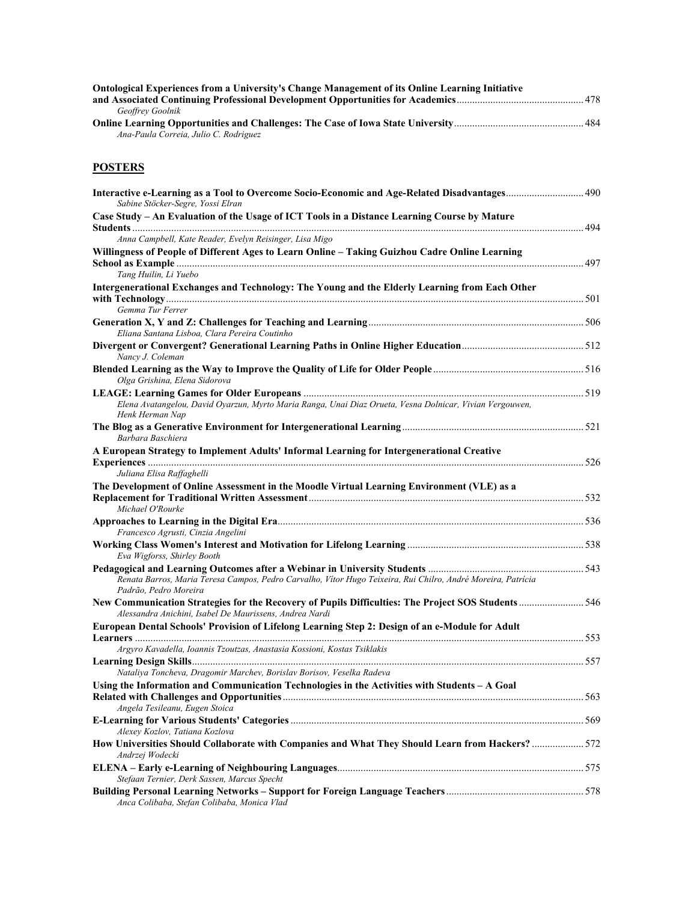**Ontological Experiences from a University's Change Management of its Online Learning Initiative and Associated Continuing Professional Development Opportunities for Academics** ... 478
*Geoffrey Goolnik*

**Online Learning Opportunities and Challenges: The Case of Iowa State University** ... 484
*Ana-Paula Correia, Julio C. Rodriguez*

## POSTERS

**Interactive e-Learning as a Tool to Overcome Socio-Economic and Age-Related Disadvantages** ... 490
*Sabine Stöcker-Segre, Yossi Elran*

**Case Study – An Evaluation of the Usage of ICT Tools in a Distance Learning Course by Mature Students** ... 494
*Anna Campbell, Kate Reader, Evelyn Reisinger, Lisa Migo*

**Willingness of People of Different Ages to Learn Online – Taking Guizhou Cadre Online Learning School as Example** ... 497
*Tang Huilin, Li Yuebo*

**Intergenerational Exchanges and Technology: The Young and the Elderly Learning from Each Other with Technology** ... 501
*Gemma Tur Ferrer*

**Generation X, Y and Z: Challenges for Teaching and Learning** ... 506
*Eliana Santana Lisboa, Clara Pereira Coutinho*

**Divergent or Convergent? Generational Learning Paths in Online Higher Education** ... 512
*Nancy J. Coleman*

**Blended Learning as the Way to Improve the Quality of Life for Older People** ... 516
*Olga Grishina, Elena Sidorova*

**LEAGE: Learning Games for Older Europeans** ... 519
*Elena Avatangelou, David Oyarzun, Myrto Maria Ranga, Unai Diaz Orueta, Vesna Dolnicar, Vivian Vergouwen, Henk Herman Nap*

**The Blog as a Generative Environment for Intergenerational Learning** ... 521
*Barbara Baschiera*

**A European Strategy to Implement Adults' Informal Learning for Intergenerational Creative Experiences** ... 526
*Juliana Elisa Raffaghelli*

**The Development of Online Assessment in the Moodle Virtual Learning Environment (VLE) as a Replacement for Traditional Written Assessment** ... 532
*Michael O'Rourke*

**Approaches to Learning in the Digital Era** ... 536
*Francesco Agrusti, Cinzia Angelini*

**Working Class Women's Interest and Motivation for Lifelong Learning** ... 538
*Eva Wigforss, Shirley Booth*

**Pedagogical and Learning Outcomes after a Webinar in University Students** ... 543
*Renata Barros, Maria Teresa Campos, Pedro Carvalho, Vítor Hugo Teixeira, Rui Chilro, André Moreira, Patrícia Padrão, Pedro Moreira*

**New Communication Strategies for the Recovery of Pupils Difficulties: The Project SOS Students** ... 546
*Alessandra Anichini, Isabel De Maurissens, Andrea Nardi*

**European Dental Schools' Provision of Lifelong Learning Step 2: Design of an e-Module for Adult Learners** ... 553
*Argyro Kavadella, Ioannis Tzoutzas, Anastasia Kossioni, Kostas Tsiklakis*

**Learning Design Skills** ... 557
*Nataliya Toncheva, Dragomir Marchev, Borislav Borisov, Veselka Radeva*

**Using the Information and Communication Technologies in the Activities with Students – A Goal Related with Challenges and Opportunities** ... 563
*Angela Tesileanu, Eugen Stoica*

**E-Learning for Various Students' Categories** ... 569
*Alexey Kozlov, Tatiana Kozlova*

**How Universities Should Collaborate with Companies and What They Should Learn from Hackers?** ... 572
*Andrzej Wodecki*

**ELENA – Early e-Learning of Neighbouring Languages** ... 575
*Stefaan Ternier, Derk Sassen, Marcus Specht*

**Building Personal Learning Networks – Support for Foreign Language Teachers** ... 578
*Anca Colibaba, Stefan Colibaba, Monica Vlad*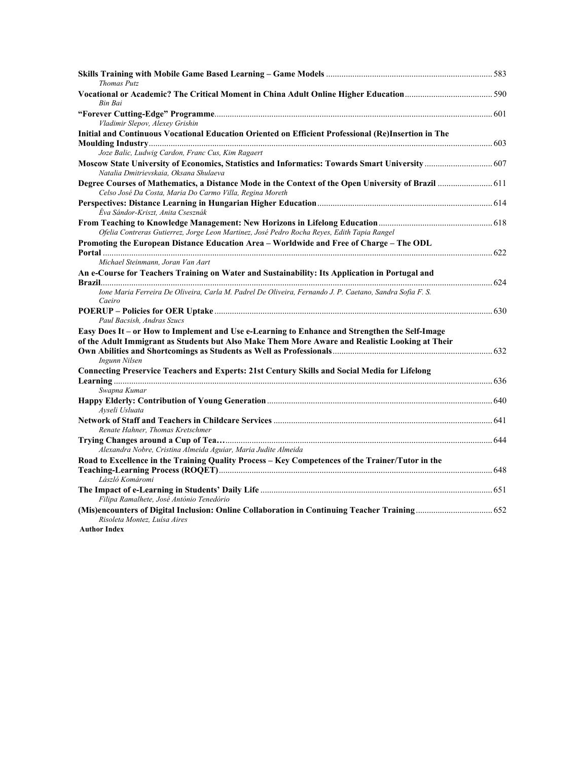**Skills Training with Mobile Game Based Learning – Game Models** ... 583
*Thomas Putz*

**Vocational or Academic? The Critical Moment in China Adult Online Higher Education** ... 590
*Bin Bai*

**"Forever Cutting-Edge" Programme** ... 601
*Vladimir Slepov, Alexey Grishin*

**Initial and Continuous Vocational Education Oriented on Efficient Professional (Re)Insertion in The Moulding Industry** ... 603
*Joze Balic, Ludwig Cardon, Franc Cus, Kim Ragaert*

**Moscow State University of Economics, Statistics and Informatics: Towards Smart University** ... 607
*Natalia Dmitrievskaia, Oksana Shulaeva*

**Degree Courses of Mathematics, a Distance Mode in the Context of the Open University of Brazil** ... 611
*Celso José Da Costa, Maria Do Carmo Villa, Regina Moreth*

**Perspectives: Distance Learning in Hungarian Higher Education** ... 614
*Éva Sándor-Kriszt, Anita Csesznák*

**From Teaching to Knowledge Management: New Horizons in Lifelong Education** ... 618
*Ofelia Contreras Gutierrez, Jorge Leon Martinez, José Pedro Rocha Reyes, Edith Tapia Rangel*

**Promoting the European Distance Education Area – Worldwide and Free of Charge – The ODL Portal** ... 622
*Michael Steinmann, Joran Van Aart*

**An e-Course for Teachers Training on Water and Sustainability: Its Application in Portugal and Brazil** ... 624
*Ione Maria Ferreira De Oliveira, Carla M. Padrel De Oliveira, Fernando J. P. Caetano, Sandra Sofia F. S. Caeiro*

**POERUP – Policies for OER Uptake** ... 630
*Paul Bacsish, Andras Szucs*

**Easy Does It – or How to Implement and Use e-Learning to Enhance and Strengthen the Self-Image of the Adult Immigrant as Students but Also Make Them More Aware and Realistic Looking at Their Own Abilities and Shortcomings as Students as Well as Professionals** ... 632
*Ingunn Nilsen*

**Connecting Preservice Teachers and Experts: 21st Century Skills and Social Media for Lifelong Learning** ... 636
*Swapna Kumar*

**Happy Elderly: Contribution of Young Generation** ... 640
*Ayseli Usluata*

**Network of Staff and Teachers in Childcare Services** ... 641
*Renate Hahner, Thomas Kretschmer*

**Trying Changes around a Cup of Tea…** ... 644
*Alexandra Nobre, Cristina Almeida Aguiar, Maria Judite Almeida*

**Road to Excellence in the Training Quality Process – Key Competences of the Trainer/Tutor in the Teaching-Learning Process (ROQET)** ... 648
*László Komáromi*

**The Impact of e-Learning in Students' Daily Life** ... 651
*Filipa Ramalhete, José António Tenedório*

**(Mis)encounters of Digital Inclusion: Online Collaboration in Continuing Teacher Training** ... 652
*Risoleta Montez, Luísa Aires*

**Author Index**